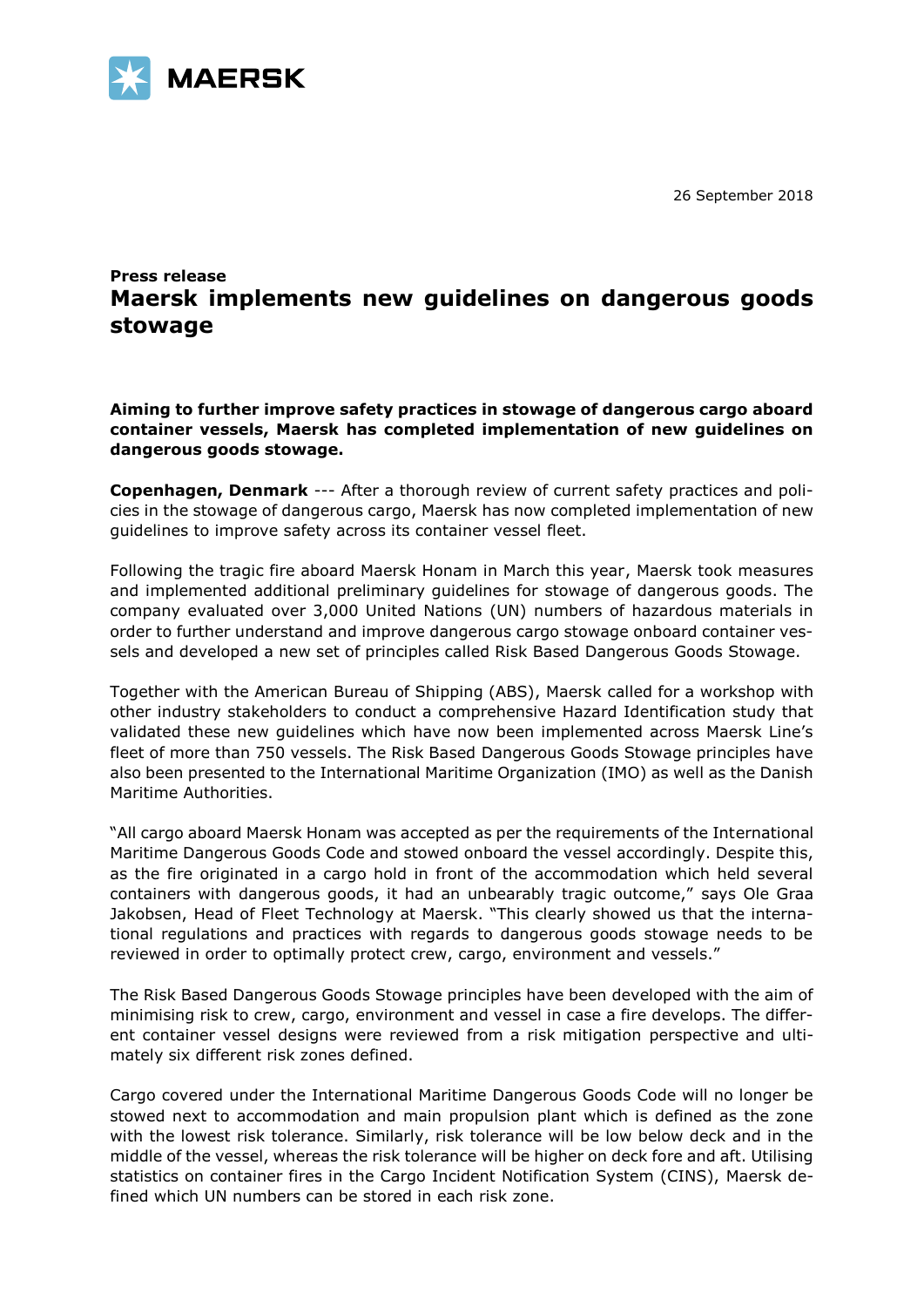26 September 2018

**Press release**

# Maersk implements new guidelines on dangerous goods stowage

**Aiming to further improve safety practices in stowage of dangerous cargo aboard container vessels, Maersk has completed implementation of new guidelines on dangerous goods stowage.**

**Copenhagen, Denmark** --- After a thorough review of current safety practices and policies in the stowage of dangerous cargo, Maersk has now completed implementation of new guidelines to improve safety across its container vessel fleet.

Following the tragic fire aboard Maersk Honam in March this year, Maersk took measures and implemented additional preliminary guidelines for stowage of dangerous goods. The company evaluated over 3,000 United Nations (UN) numbers of hazardous materials in order to further understand and improve dangerous cargo stowage onboard container vessels and developed a new set of principles called Risk Based Dangerous Goods Stowage.

Together with the American Bureau of Shipping (ABS), Maersk called for a workshop with other industry stakeholders to conduct a comprehensive Hazard Identification study that validated these new guidelines which have now been implemented across Maersk Line's fleet of more than 750 vessels. The Risk Based Dangerous Goods Stowage principles have also been presented to the International Maritime Organization (IMO) as well as the Danish Maritime Authorities.

"All cargo aboard Maersk Honam was accepted as per the requirements of the International Maritime Dangerous Goods Code and stowed onboard the vessel accordingly. Despite this, as the fire originated in a cargo hold in front of the accommodation which held several containers with dangerous goods, it had an unbearably tragic outcome," says Ole Graa Jakobsen, Head of Fleet Technology at Maersk. "This clearly showed us that the international regulations and practices with regards to dangerous goods stowage needs to be reviewed in order to optimally protect crew, cargo, environment and vessels."

The Risk Based Dangerous Goods Stowage principles have been developed with the aim of minimising risk to crew, cargo, environment and vessel in case a fire develops. The different container vessel designs were reviewed from a risk mitigation perspective and ultimately six different risk zones defined.

Cargo covered under the International Maritime Dangerous Goods Code will no longer be stowed next to accommodation and main propulsion plant which is defined as the zone with the lowest risk tolerance. Similarly, risk tolerance will be low below deck and in the middle of the vessel, whereas the risk tolerance will be higher on deck fore and aft. Utilising statistics on container fires in the Cargo Incident Notification System (CINS), Maersk defined which UN numbers can be stored in each risk zone.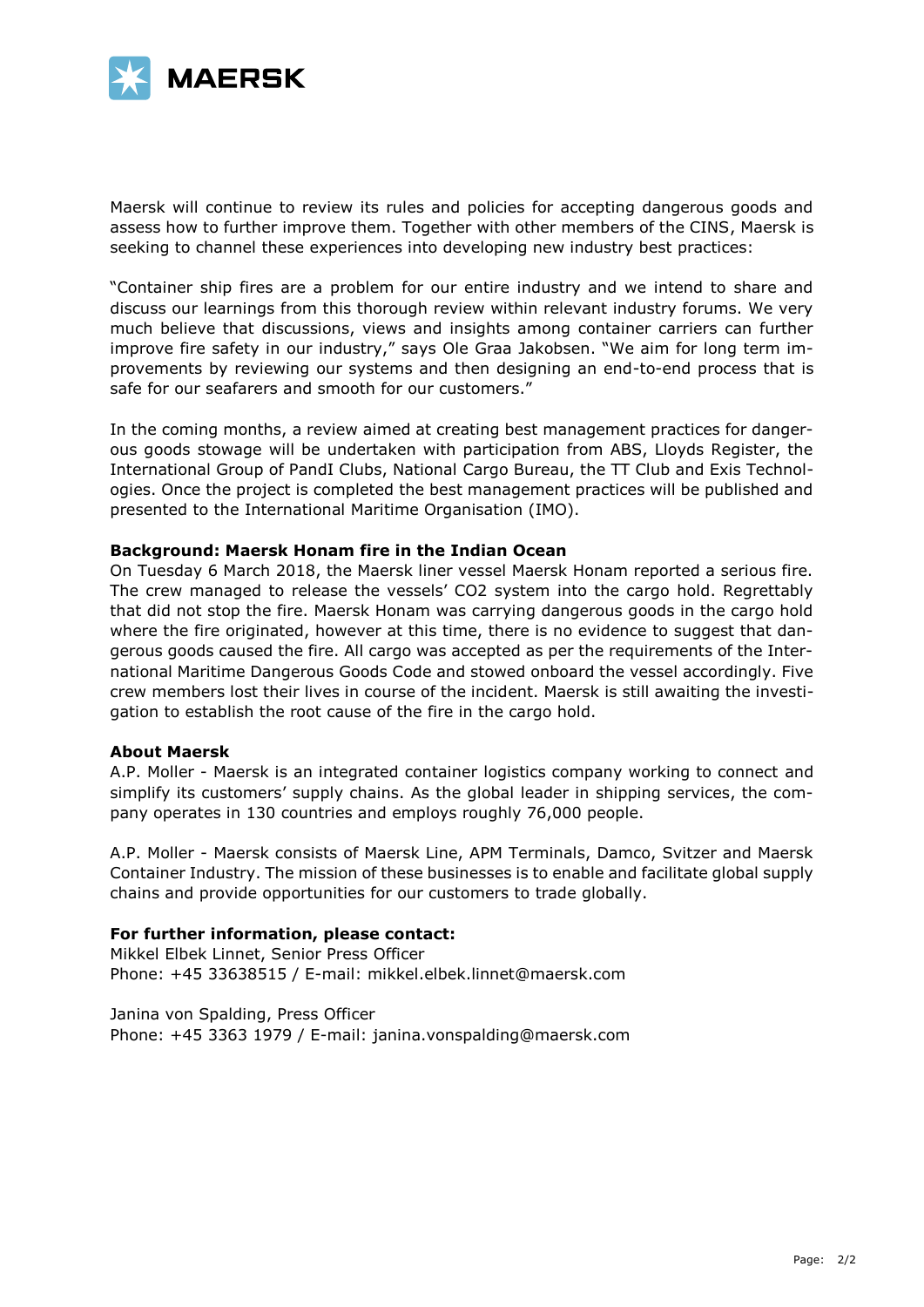Maersk will continue to review its rules and policies for accepting dangerous goods and assess how to further improve them. Together with other members of the CINS, Maersk is seeking to channel these experiences into developing new industry best practices:

"Container ship fires are a problem for our entire industry and we intend to share and discuss our learnings from this thorough review within relevant industry forums. We very much believe that discussions, views and insights among container carriers can further improve fire safety in our industry," says Ole Graa Jakobsen. "We aim for long term improvements by reviewing our systems and then designing an end-to-end process that is safe for our seafarers and smooth for our customers."

In the coming months, a review aimed at creating best management practices for dangerous goods stowage will be undertaken with participation from ABS, Lloyds Register, the International Group of PandI Clubs, National Cargo Bureau, the TT Club and Exis Technologies. Once the project is completed the best management practices will be published and presented to the International Maritime Organisation (IMO).

**Background: Maersk Honam fire in the Indian Ocean**
On Tuesday 6 March 2018, the Maersk liner vessel Maersk Honam reported a serious fire. The crew managed to release the vessels' $CO_2$ system into the cargo hold. Regrettably that did not stop the fire. Maersk Honam was carrying dangerous goods in the cargo hold where the fire originated, however at this time, there is no evidence to suggest that dangerous goods caused the fire. All cargo was accepted as per the requirements of the International Maritime Dangerous Goods Code and stowed onboard the vessel accordingly. Five crew members lost their lives in course of the incident. Maersk is still awaiting the investigation to establish the root cause of the fire in the cargo hold.

**About Maersk**
A.P. Moller - Maersk is an integrated container logistics company working to connect and simplify its customers' supply chains. As the global leader in shipping services, the company operates in 130 countries and employs roughly 76,000 people.

A.P. Moller - Maersk consists of Maersk Line, APM Terminals, Damco, Svitzer and Maersk Container Industry. The mission of these businesses is to enable and facilitate global supply chains and provide opportunities for our customers to trade globally.

**For further information, please contact:**
Mikkel Elbek Linnet, Senior Press Officer
Phone: +45 33638515 / E-mail: mikkel.elbek.linnet@maersk.com

Janina von Spalding, Press Officer
Phone: +45 3363 1979 / E-mail: janina.vonspalding@maersk.com